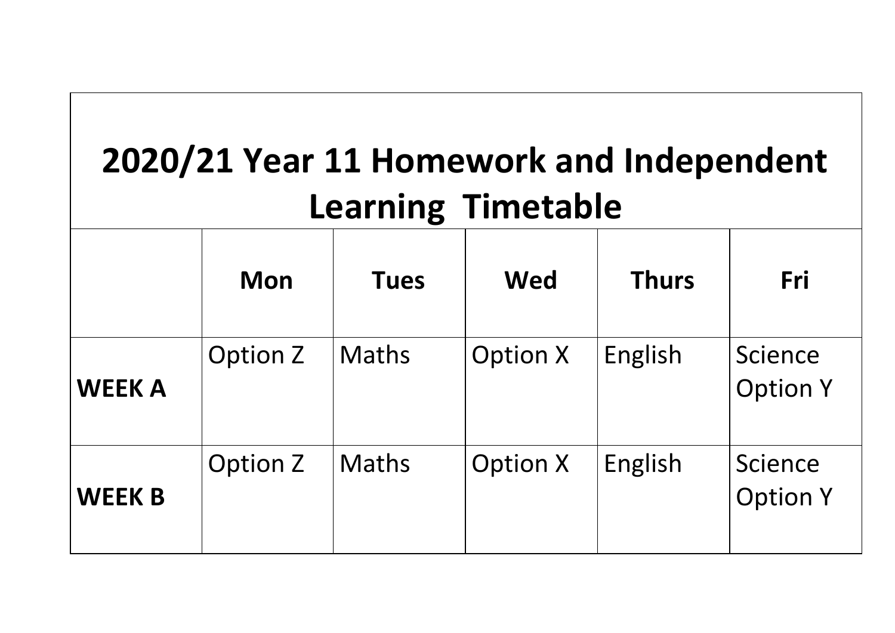# 2020/21 Year 11 Homework and Independent Learning Timetable

| | Mon | Tues | Wed | Thurs | Fri |
|---|---|---|---|---|---|
| **WEEK A** | Option Z | Maths | Option X | English | Science Option Y |
| **WEEK B** | Option Z | Maths | Option X | English | Science Option Y |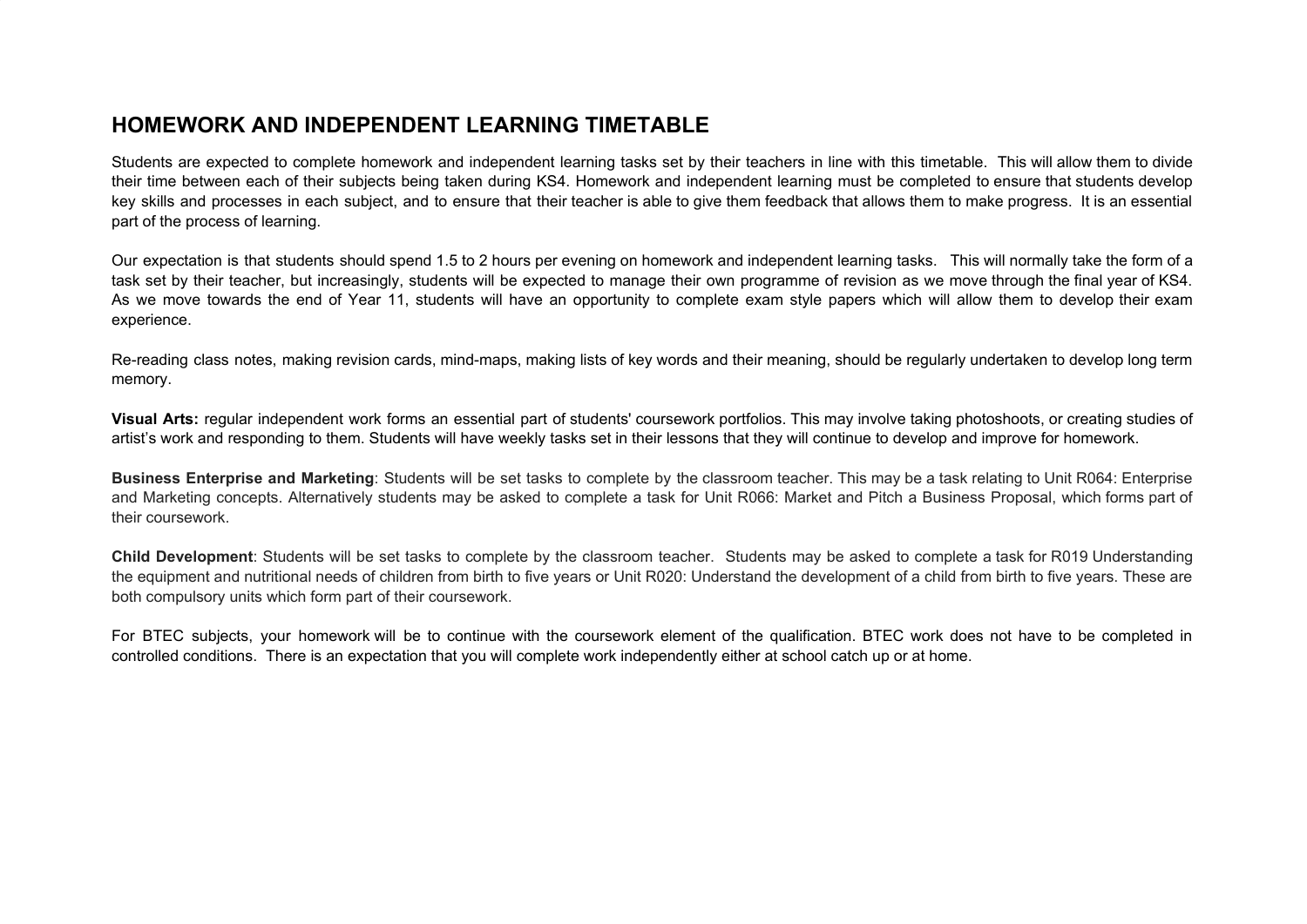## HOMEWORK AND INDEPENDENT LEARNING TIMETABLE

Students are expected to complete homework and independent learning tasks set by their teachers in line with this timetable. This will allow them to divide their time between each of their subjects being taken during KS4. Homework and independent learning must be completed to ensure that students develop key skills and processes in each subject, and to ensure that their teacher is able to give them feedback that allows them to make progress. It is an essential part of the process of learning.

Our expectation is that students should spend 1.5 to 2 hours per evening on homework and independent learning tasks. This will normally take the form of a task set by their teacher, but increasingly, students will be expected to manage their own programme of revision as we move through the final year of KS4. As we move towards the end of Year 11, students will have an opportunity to complete exam style papers which will allow them to develop their exam experience.

Re-reading class notes, making revision cards, mind-maps, making lists of key words and their meaning, should be regularly undertaken to develop long term memory.

**Visual Arts:** regular independent work forms an essential part of students' coursework portfolios. This may involve taking photoshoots, or creating studies of artist's work and responding to them. Students will have weekly tasks set in their lessons that they will continue to develop and improve for homework.

**Business Enterprise and Marketing**: Students will be set tasks to complete by the classroom teacher. This may be a task relating to Unit R064: Enterprise and Marketing concepts. Alternatively students may be asked to complete a task for Unit R066: Market and Pitch a Business Proposal, which forms part of their coursework.

**Child Development**: Students will be set tasks to complete by the classroom teacher. Students may be asked to complete a task for R019 Understanding the equipment and nutritional needs of children from birth to five years or Unit R020: Understand the development of a child from birth to five years. These are both compulsory units which form part of their coursework.

For BTEC subjects, your homework will be to continue with the coursework element of the qualification. BTEC work does not have to be completed in controlled conditions. There is an expectation that you will complete work independently either at school catch up or at home.